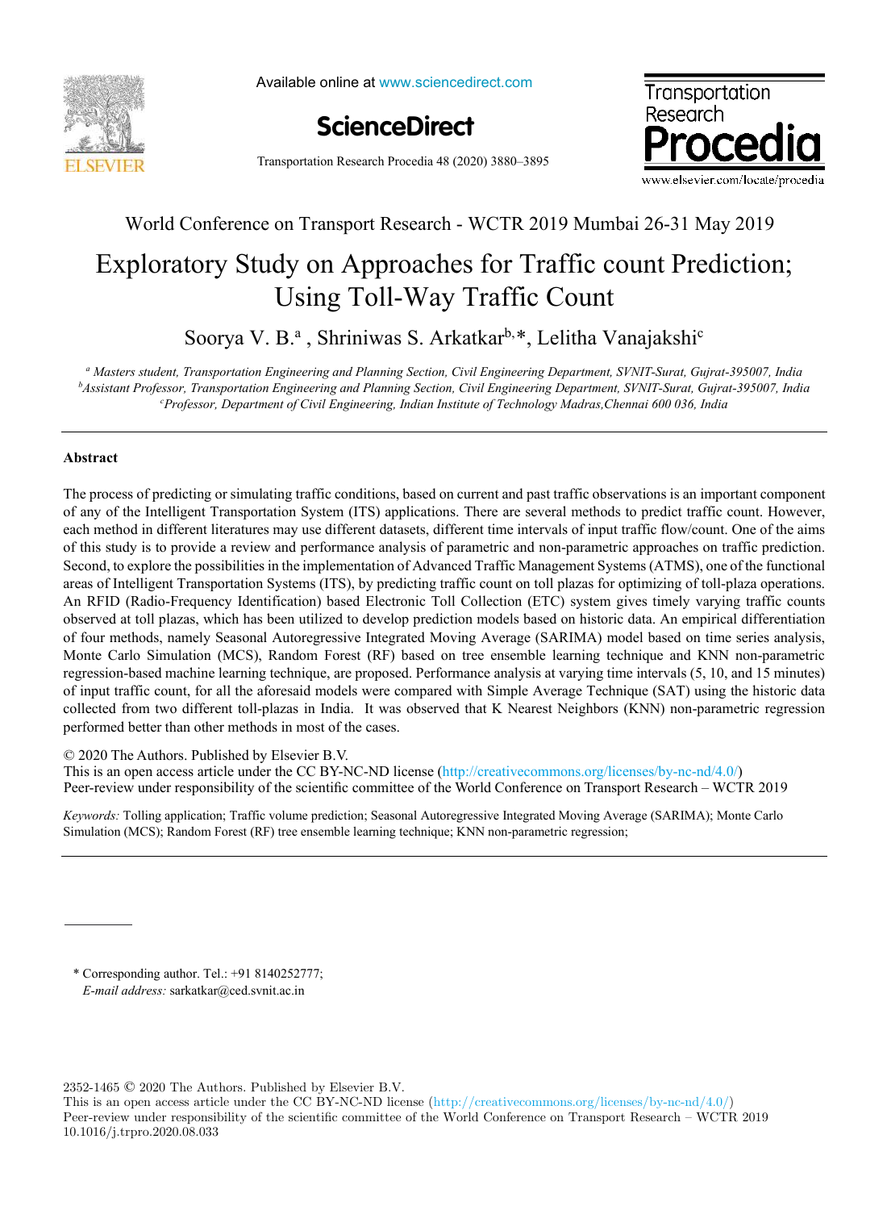World Conference on Transport Research - WCTR 2019 Mumbai 26-31 May 2019

# Exploratory Study on Approaches for Traffic count Prediction; Using Toll-Way Traffic Count

Soorya V. B.[a] , Shriniwas S. Arkatkar[b,*], Lelitha Vanajakshi[c]

[a] *Masters student, Transportation Engineering and Planning Section, Civil Engineering Department, SVNIT-Surat, Gujrat-395007, India*
[b] *Assistant Professor, Transportation Engineering and Planning Section, Civil Engineering Department, SVNIT-Surat, Gujrat-395007, India*
[c] *Professor, Department of Civil Engineering, Indian Institute of Technology Madras,Chennai 600 036, India*

## Abstract

The process of predicting or simulating traffic conditions, based on current and past traffic observations is an important component of any of the Intelligent Transportation System (ITS) applications. There are several methods to predict traffic count. However, each method in different literatures may use different datasets, different time intervals of input traffic flow/count. One of the aims of this study is to provide a review and performance analysis of parametric and non-parametric approaches on traffic prediction. Second, to explore the possibilities in the implementation of Advanced Traffic Management Systems (ATMS), one of the functional areas of Intelligent Transportation Systems (ITS), by predicting traffic count on toll plazas for optimizing of toll-plaza operations. An RFID (Radio-Frequency Identification) based Electronic Toll Collection (ETC) system gives timely varying traffic counts observed at toll plazas, which has been utilized to develop prediction models based on historic data. An empirical differentiation of four methods, namely Seasonal Autoregressive Integrated Moving Average (SARIMA) model based on time series analysis, Monte Carlo Simulation (MCS), Random Forest (RF) based on tree ensemble learning technique and KNN non-parametric regression-based machine learning technique, are proposed. Performance analysis at varying time intervals (5, 10, and 15 minutes) of input traffic count, for all the aforesaid models were compared with Simple Average Technique (SAT) using the historic data collected from two different toll-plazas in India. It was observed that K Nearest Neighbors (KNN) non-parametric regression performed better than other methods in most of the cases.

© 2020 The Authors. Published by Elsevier B.V.
This is an open access article under the CC BY-NC-ND license (http://creativecommons.org/licenses/by-nc-nd/4.0/)
Peer-review under responsibility of the scientific committee of the World Conference on Transport Research – WCTR 2019

*Keywords:* Tolling application; Traffic volume prediction; Seasonal Autoregressive Integrated Moving Average (SARIMA); Monte Carlo Simulation (MCS); Random Forest (RF) tree ensemble learning technique; KNN non-parametric regression;

\* Corresponding author. Tel.: +91 8140252777;
*E-mail address:* sarkatkar@ced.svnit.ac.in

2352-1465 © 2020 The Authors. Published by Elsevier B.V.
This is an open access article under the CC BY-NC-ND license (http://creativecommons.org/licenses/by-nc-nd/4.0/)
Peer-review under responsibility of the scientific committee of the World Conference on Transport Research – WCTR 2019
10.1016/j.trpro.2020.08.033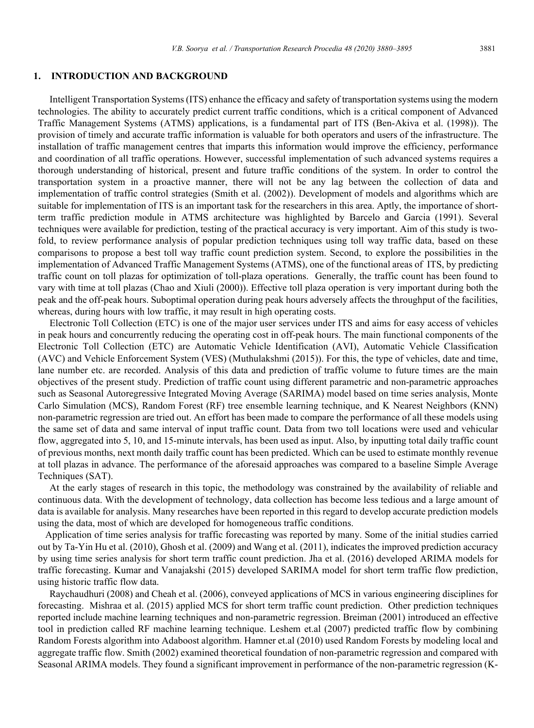## 1. INTRODUCTION AND BACKGROUND

Intelligent Transportation Systems (ITS) enhance the efficacy and safety of transportation systems using the modern technologies. The ability to accurately predict current traffic conditions, which is a critical component of Advanced Traffic Management Systems (ATMS) applications, is a fundamental part of ITS (Ben-Akiva et al. (1998)). The provision of timely and accurate traffic information is valuable for both operators and users of the infrastructure. The installation of traffic management centres that imparts this information would improve the efficiency, performance and coordination of all traffic operations. However, successful implementation of such advanced systems requires a thorough understanding of historical, present and future traffic conditions of the system. In order to control the transportation system in a proactive manner, there will not be any lag between the collection of data and implementation of traffic control strategies (Smith et al. (2002)). Development of models and algorithms which are suitable for implementation of ITS is an important task for the researchers in this area. Aptly, the importance of short-term traffic prediction module in ATMS architecture was highlighted by Barcelo and Garcia (1991). Several techniques were available for prediction, testing of the practical accuracy is very important. Aim of this study is two-fold, to review performance analysis of popular prediction techniques using toll way traffic data, based on these comparisons to propose a best toll way traffic count prediction system. Second, to explore the possibilities in the implementation of Advanced Traffic Management Systems (ATMS), one of the functional areas of ITS, by predicting traffic count on toll plazas for optimization of toll-plaza operations. Generally, the traffic count has been found to vary with time at toll plazas (Chao and Xiuli (2000)). Effective toll plaza operation is very important during both the peak and the off-peak hours. Suboptimal operation during peak hours adversely affects the throughput of the facilities, whereas, during hours with low traffic, it may result in high operating costs.

Electronic Toll Collection (ETC) is one of the major user services under ITS and aims for easy access of vehicles in peak hours and concurrently reducing the operating cost in off-peak hours. The main functional components of the Electronic Toll Collection (ETC) are Automatic Vehicle Identification (AVI), Automatic Vehicle Classification (AVC) and Vehicle Enforcement System (VES) (Muthulakshmi (2015)). For this, the type of vehicles, date and time, lane number etc. are recorded. Analysis of this data and prediction of traffic volume to future times are the main objectives of the present study. Prediction of traffic count using different parametric and non-parametric approaches such as Seasonal Autoregressive Integrated Moving Average (SARIMA) model based on time series analysis, Monte Carlo Simulation (MCS), Random Forest (RF) tree ensemble learning technique, and K Nearest Neighbors (KNN) non-parametric regression are tried out. An effort has been made to compare the performance of all these models using the same set of data and same interval of input traffic count. Data from two toll locations were used and vehicular flow, aggregated into 5, 10, and 15-minute intervals, has been used as input. Also, by inputting total daily traffic count of previous months, next month daily traffic count has been predicted. Which can be used to estimate monthly revenue at toll plazas in advance. The performance of the aforesaid approaches was compared to a baseline Simple Average Techniques (SAT).

At the early stages of research in this topic, the methodology was constrained by the availability of reliable and continuous data. With the development of technology, data collection has become less tedious and a large amount of data is available for analysis. Many researches have been reported in this regard to develop accurate prediction models using the data, most of which are developed for homogeneous traffic conditions.

Application of time series analysis for traffic forecasting was reported by many. Some of the initial studies carried out by Ta-Yin Hu et al. (2010), Ghosh et al. (2009) and Wang et al. (2011), indicates the improved prediction accuracy by using time series analysis for short term traffic count prediction. Jha et al. (2016) developed ARIMA models for traffic forecasting. Kumar and Vanajakshi (2015) developed SARIMA model for short term traffic flow prediction, using historic traffic flow data.

Raychaudhuri (2008) and Cheah et al. (2006), conveyed applications of MCS in various engineering disciplines for forecasting. Mishraa et al. (2015) applied MCS for short term traffic count prediction. Other prediction techniques reported include machine learning techniques and non-parametric regression. Breiman (2001) introduced an effective tool in prediction called RF machine learning technique. Leshem et.al (2007) predicted traffic flow by combining Random Forests algorithm into Adaboost algorithm. Hamner et.al (2010) used Random Forests by modeling local and aggregate traffic flow. Smith (2002) examined theoretical foundation of non-parametric regression and compared with Seasonal ARIMA models. They found a significant improvement in performance of the non-parametric regression (K-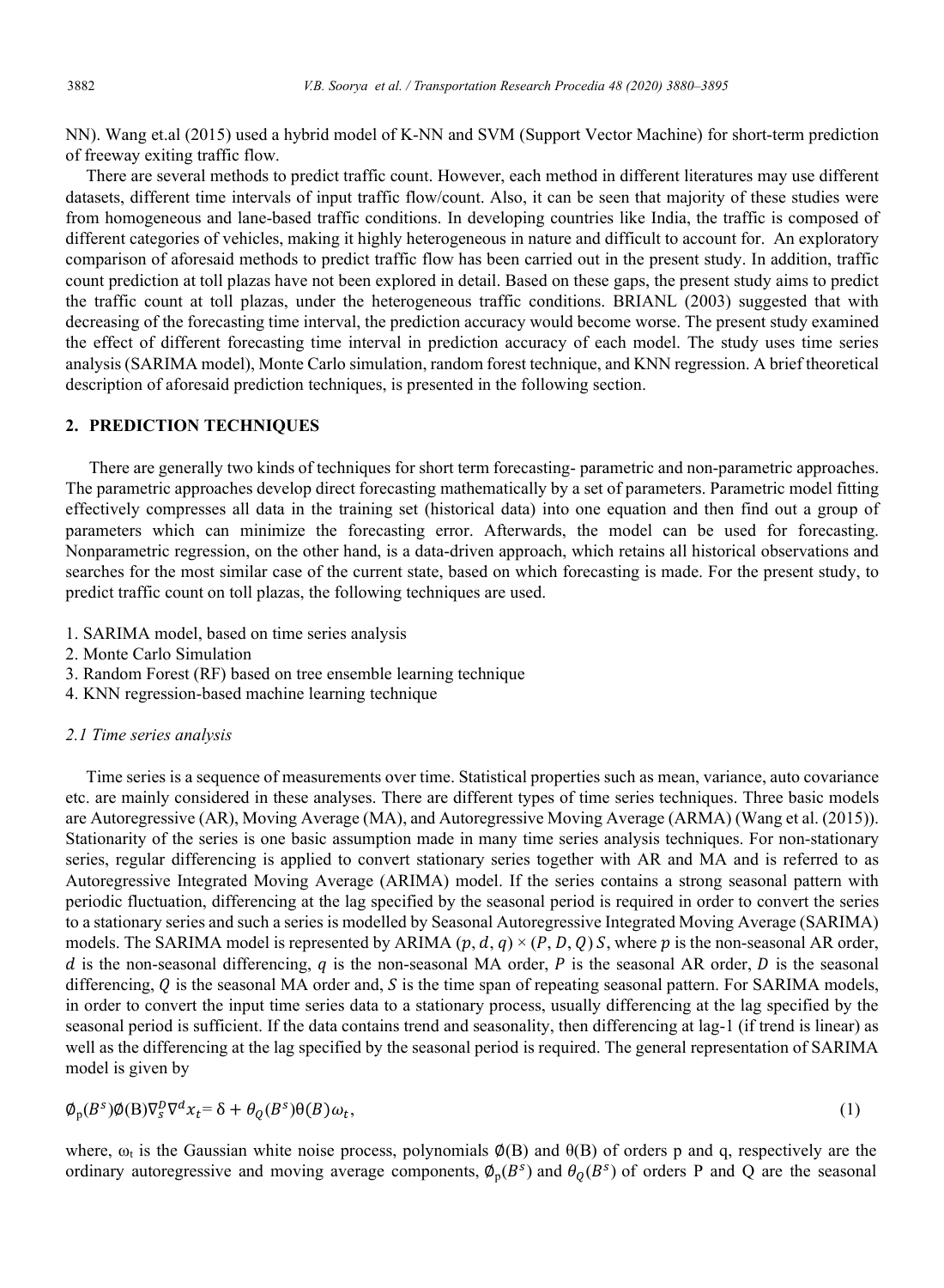NN). Wang et.al (2015) used a hybrid model of K-NN and SVM (Support Vector Machine) for short-term prediction of freeway exiting traffic flow.

There are several methods to predict traffic count. However, each method in different literatures may use different datasets, different time intervals of input traffic flow/count. Also, it can be seen that majority of these studies were from homogeneous and lane-based traffic conditions. In developing countries like India, the traffic is composed of different categories of vehicles, making it highly heterogeneous in nature and difficult to account for. An exploratory comparison of aforesaid methods to predict traffic flow has been carried out in the present study. In addition, traffic count prediction at toll plazas have not been explored in detail. Based on these gaps, the present study aims to predict the traffic count at toll plazas, under the heterogeneous traffic conditions. BRIANL (2003) suggested that with decreasing of the forecasting time interval, the prediction accuracy would become worse. The present study examined the effect of different forecasting time interval in prediction accuracy of each model. The study uses time series analysis (SARIMA model), Monte Carlo simulation, random forest technique, and KNN regression. A brief theoretical description of aforesaid prediction techniques, is presented in the following section.

## 2. PREDICTION TECHNIQUES

There are generally two kinds of techniques for short term forecasting- parametric and non-parametric approaches. The parametric approaches develop direct forecasting mathematically by a set of parameters. Parametric model fitting effectively compresses all data in the training set (historical data) into one equation and then find out a group of parameters which can minimize the forecasting error. Afterwards, the model can be used for forecasting. Nonparametric regression, on the other hand, is a data-driven approach, which retains all historical observations and searches for the most similar case of the current state, based on which forecasting is made. For the present study, to predict traffic count on toll plazas, the following techniques are used.

1. SARIMA model, based on time series analysis
2. Monte Carlo Simulation
3. Random Forest (RF) based on tree ensemble learning technique
4. KNN regression-based machine learning technique

### *2.1 Time series analysis*

Time series is a sequence of measurements over time. Statistical properties such as mean, variance, auto covariance etc. are mainly considered in these analyses. There are different types of time series techniques. Three basic models are Autoregressive (AR), Moving Average (MA), and Autoregressive Moving Average (ARMA) (Wang et al. (2015)). Stationarity of the series is one basic assumption made in many time series analysis techniques. For non-stationary series, regular differencing is applied to convert stationary series together with AR and MA and is referred to as Autoregressive Integrated Moving Average (ARIMA) model. If the series contains a strong seasonal pattern with periodic fluctuation, differencing at the lag specified by the seasonal period is required in order to convert the series to a stationary series and such a series is modelled by Seasonal Autoregressive Integrated Moving Average (SARIMA) models. The SARIMA model is represented by ARIMA $(p, d, q) \times (P, D, Q)\, S$, where $p$ is the non-seasonal AR order, $d$ is the non-seasonal differencing, $q$ is the non-seasonal MA order, $P$ is the seasonal AR order, $D$ is the seasonal differencing, $Q$ is the seasonal MA order and, $S$ is the time span of repeating seasonal pattern. For SARIMA models, in order to convert the input time series data to a stationary process, usually differencing at the lag specified by the seasonal period is sufficient. If the data contains trend and seasonality, then differencing at lag-1 (if trend is linear) as well as the differencing at the lag specified by the seasonal period is required. The general representation of SARIMA model is given by

$$\emptyset_{p}(B^{s})\emptyset(B)\nabla_{s}^{D}\nabla^{d}x_{t} = \delta + \theta_{Q}(B^{s})\theta(B)\omega_{t}, \tag{1}$$

where, $\omega_t$ is the Gaussian white noise process, polynomials $\emptyset(B)$ and $\theta(B)$ of orders p and q, respectively are the ordinary autoregressive and moving average components, $\emptyset_{p}(B^{s})$ and $\theta_{Q}(B^{s})$ of orders P and Q are the seasonal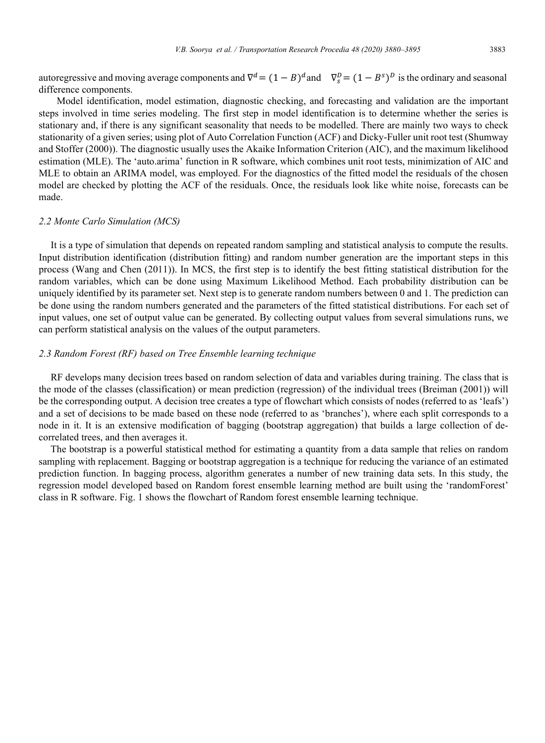autoregressive and moving average components and $\nabla^d = (1 - B)^d$ and $\nabla_s^D = (1 - B^s)^D$ is the ordinary and seasonal difference components.

Model identification, model estimation, diagnostic checking, and forecasting and validation are the important steps involved in time series modeling. The first step in model identification is to determine whether the series is stationary and, if there is any significant seasonality that needs to be modelled. There are mainly two ways to check stationarity of a given series; using plot of Auto Correlation Function (ACF) and Dicky-Fuller unit root test (Shumway and Stoffer (2000)). The diagnostic usually uses the Akaike Information Criterion (AIC), and the maximum likelihood estimation (MLE). The 'auto.arima' function in R software, which combines unit root tests, minimization of AIC and MLE to obtain an ARIMA model, was employed. For the diagnostics of the fitted model the residuals of the chosen model are checked by plotting the ACF of the residuals. Once, the residuals look like white noise, forecasts can be made.

### *2.2 Monte Carlo Simulation (MCS)*

It is a type of simulation that depends on repeated random sampling and statistical analysis to compute the results. Input distribution identification (distribution fitting) and random number generation are the important steps in this process (Wang and Chen (2011)). In MCS, the first step is to identify the best fitting statistical distribution for the random variables, which can be done using Maximum Likelihood Method. Each probability distribution can be uniquely identified by its parameter set. Next step is to generate random numbers between 0 and 1. The prediction can be done using the random numbers generated and the parameters of the fitted statistical distributions. For each set of input values, one set of output value can be generated. By collecting output values from several simulations runs, we can perform statistical analysis on the values of the output parameters.

### *2.3 Random Forest (RF) based on Tree Ensemble learning technique*

RF develops many decision trees based on random selection of data and variables during training. The class that is the mode of the classes (classification) or mean prediction (regression) of the individual trees (Breiman (2001)) will be the corresponding output. A decision tree creates a type of flowchart which consists of nodes (referred to as 'leafs') and a set of decisions to be made based on these node (referred to as 'branches'), where each split corresponds to a node in it. It is an extensive modification of bagging (bootstrap aggregation) that builds a large collection of de-correlated trees, and then averages it.

The bootstrap is a powerful statistical method for estimating a quantity from a data sample that relies on random sampling with replacement. Bagging or bootstrap aggregation is a technique for reducing the variance of an estimated prediction function. In bagging process, algorithm generates a number of new training data sets. In this study, the regression model developed based on Random forest ensemble learning method are built using the 'randomForest' class in R software. Fig. 1 shows the flowchart of Random forest ensemble learning technique.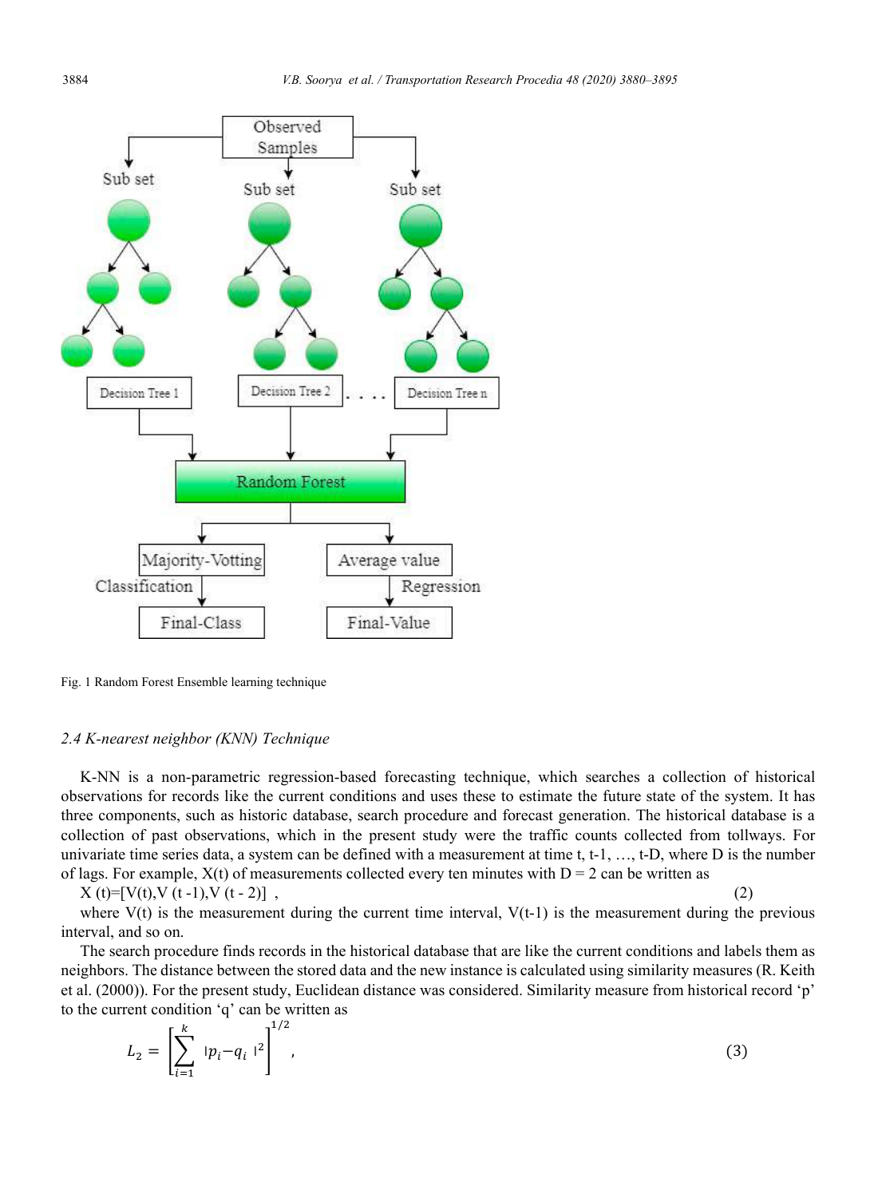Fig. 1 Random Forest Ensemble learning technique

### 2.4 K-nearest neighbor (KNN) Technique

K-NN is a non-parametric regression-based forecasting technique, which searches a collection of historical observations for records like the current conditions and uses these to estimate the future state of the system. It has three components, such as historic database, search procedure and forecast generation. The historical database is a collection of past observations, which in the present study were the traffic counts collected from tollways. For univariate time series data, a system can be defined with a measurement at time t, t-1, …, t-D, where D is the number of lags. For example, X(t) of measurements collected every ten minutes with D = 2 can be written as

$$X(t)=[V(t), V(t-1), V(t-2)] \quad , \tag{2}$$

where V(t) is the measurement during the current time interval, V(t-1) is the measurement during the previous interval, and so on.

The search procedure finds records in the historical database that are like the current conditions and labels them as neighbors. The distance between the stored data and the new instance is calculated using similarity measures (R. Keith et al. (2000)). For the present study, Euclidean distance was considered. Similarity measure from historical record 'p' to the current condition 'q' can be written as

$$L_2 = \left[ \sum_{i=1}^{k} |p_i - q_i|^2 \right]^{1/2} \quad , \tag{3}$$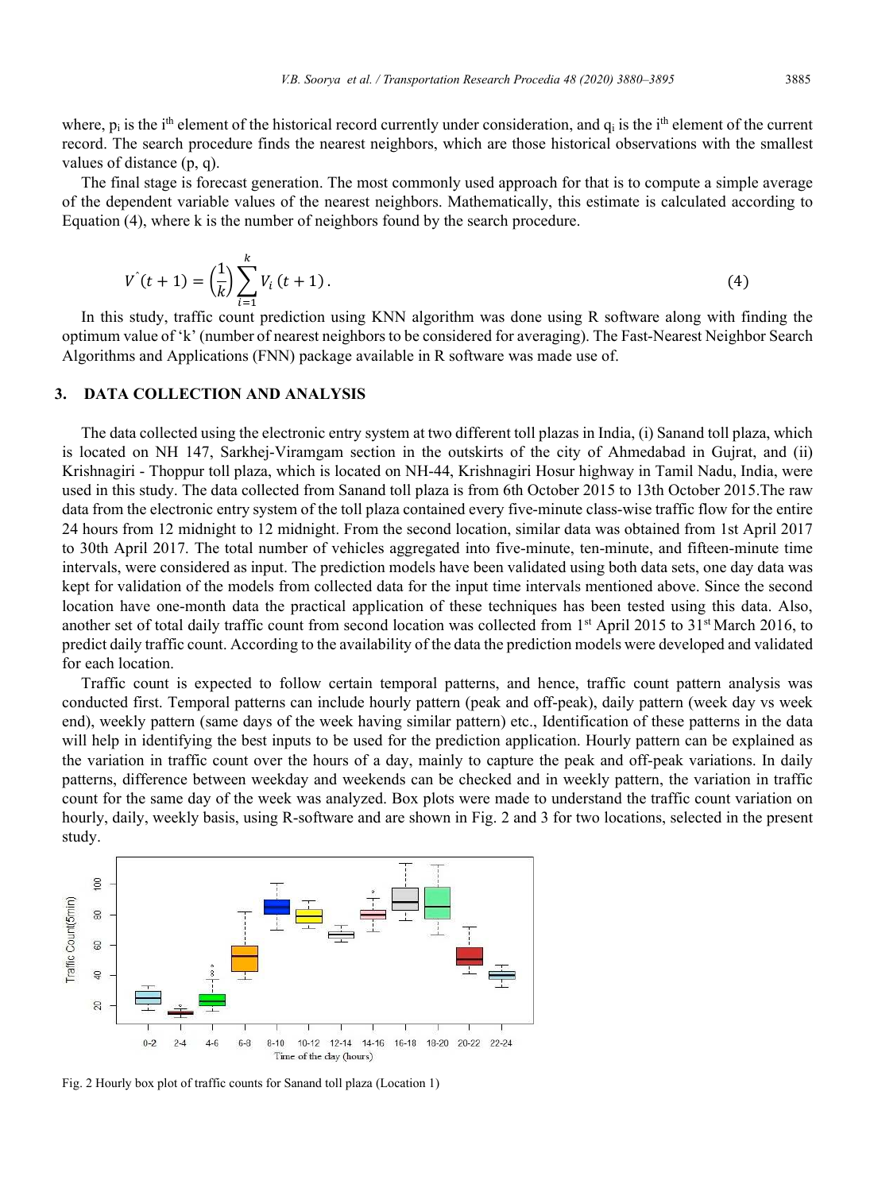where, $p_i$ is the $i^{th}$ element of the historical record currently under consideration, and $q_i$ is the $i^{th}$ element of the current record. The search procedure finds the nearest neighbors, which are those historical observations with the smallest values of distance (p, q).

The final stage is forecast generation. The most commonly used approach for that is to compute a simple average of the dependent variable values of the nearest neighbors. Mathematically, this estimate is calculated according to Equation (4), where k is the number of neighbors found by the search procedure.

$$\hat{V}(t+1) = \left(\frac{1}{k}\right) \sum_{i=1}^{k} V_i\,(t+1)\,. \tag{4}$$

In this study, traffic count prediction using KNN algorithm was done using R software along with finding the optimum value of 'k' (number of nearest neighbors to be considered for averaging). The Fast-Nearest Neighbor Search Algorithms and Applications (FNN) package available in R software was made use of.

## 3. DATA COLLECTION AND ANALYSIS

The data collected using the electronic entry system at two different toll plazas in India, (i) Sanand toll plaza, which is located on NH 147, Sarkhej-Viramgam section in the outskirts of the city of Ahmedabad in Gujrat, and (ii) Krishnagiri - Thoppur toll plaza, which is located on NH-44, Krishnagiri Hosur highway in Tamil Nadu, India, were used in this study. The data collected from Sanand toll plaza is from 6th October 2015 to 13th October 2015.The raw data from the electronic entry system of the toll plaza contained every five-minute class-wise traffic flow for the entire 24 hours from 12 midnight to 12 midnight. From the second location, similar data was obtained from 1st April 2017 to 30th April 2017. The total number of vehicles aggregated into five-minute, ten-minute, and fifteen-minute time intervals, were considered as input. The prediction models have been validated using both data sets, one day data was kept for validation of the models from collected data for the input time intervals mentioned above. Since the second location have one-month data the practical application of these techniques has been tested using this data. Also, another set of total daily traffic count from second location was collected from 1st April 2015 to 31st March 2016, to predict daily traffic count. According to the availability of the data the prediction models were developed and validated for each location.

Traffic count is expected to follow certain temporal patterns, and hence, traffic count pattern analysis was conducted first. Temporal patterns can include hourly pattern (peak and off-peak), daily pattern (week day vs week end), weekly pattern (same days of the week having similar pattern) etc., Identification of these patterns in the data will help in identifying the best inputs to be used for the prediction application. Hourly pattern can be explained as the variation in traffic count over the hours of a day, mainly to capture the peak and off-peak variations. In daily patterns, difference between weekday and weekends can be checked and in weekly pattern, the variation in traffic count for the same day of the week was analyzed. Box plots were made to understand the traffic count variation on hourly, daily, weekly basis, using R-software and are shown in Fig. 2 and 3 for two locations, selected in the present study.

Fig. 2 Hourly box plot of traffic counts for Sanand toll plaza (Location 1)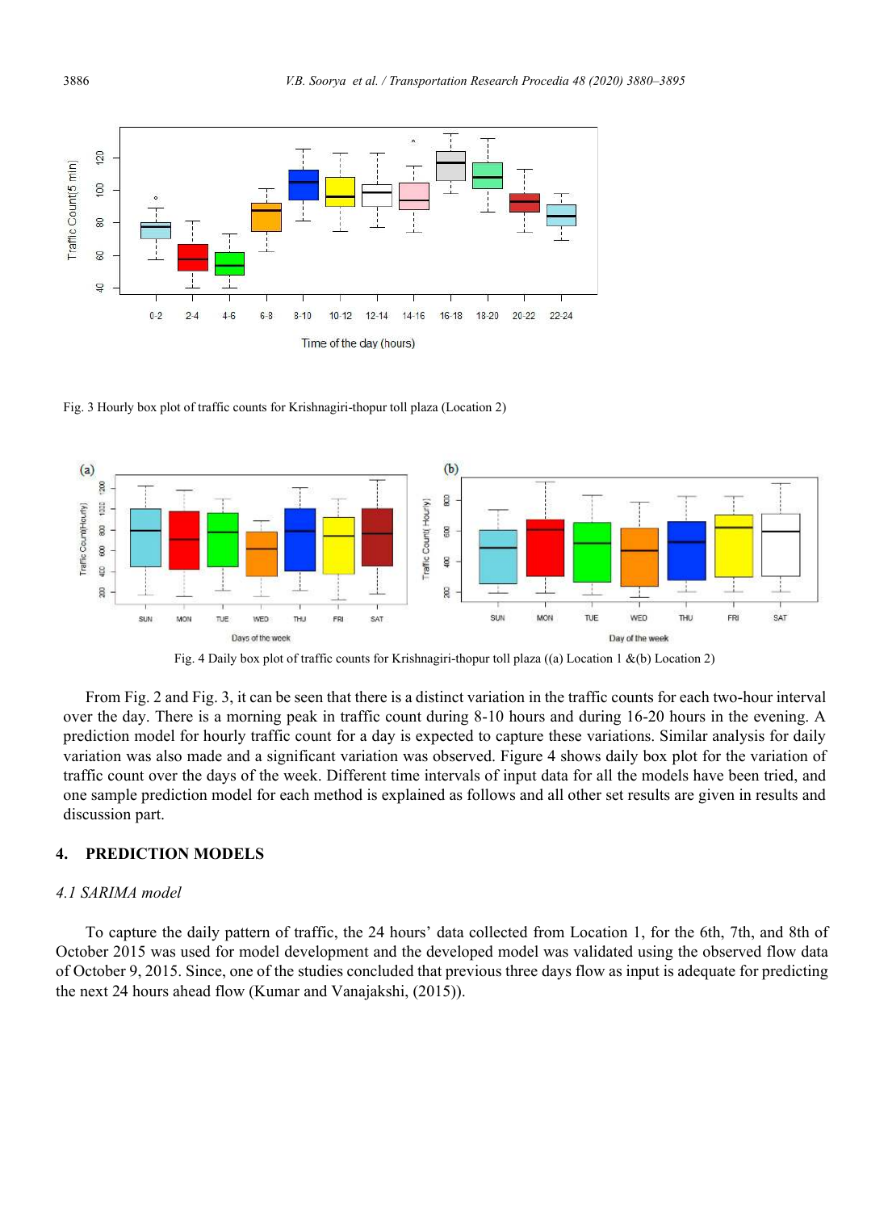Fig. 3 Hourly box plot of traffic counts for Krishnagiri-thopur toll plaza (Location 2)

Fig. 4 Daily box plot of traffic counts for Krishnagiri-thopur toll plaza ((a) Location 1 &(b) Location 2)

From Fig. 2 and Fig. 3, it can be seen that there is a distinct variation in the traffic counts for each two-hour interval over the day. There is a morning peak in traffic count during 8-10 hours and during 16-20 hours in the evening. A prediction model for hourly traffic count for a day is expected to capture these variations. Similar analysis for daily variation was also made and a significant variation was observed. Figure 4 shows daily box plot for the variation of traffic count over the days of the week. Different time intervals of input data for all the models have been tried, and one sample prediction model for each method is explained as follows and all other set results are given in results and discussion part.

## 4. PREDICTION MODELS

### *4.1 SARIMA model*

To capture the daily pattern of traffic, the 24 hours' data collected from Location 1, for the 6th, 7th, and 8th of October 2015 was used for model development and the developed model was validated using the observed flow data of October 9, 2015. Since, one of the studies concluded that previous three days flow as input is adequate for predicting the next 24 hours ahead flow (Kumar and Vanajakshi, (2015)).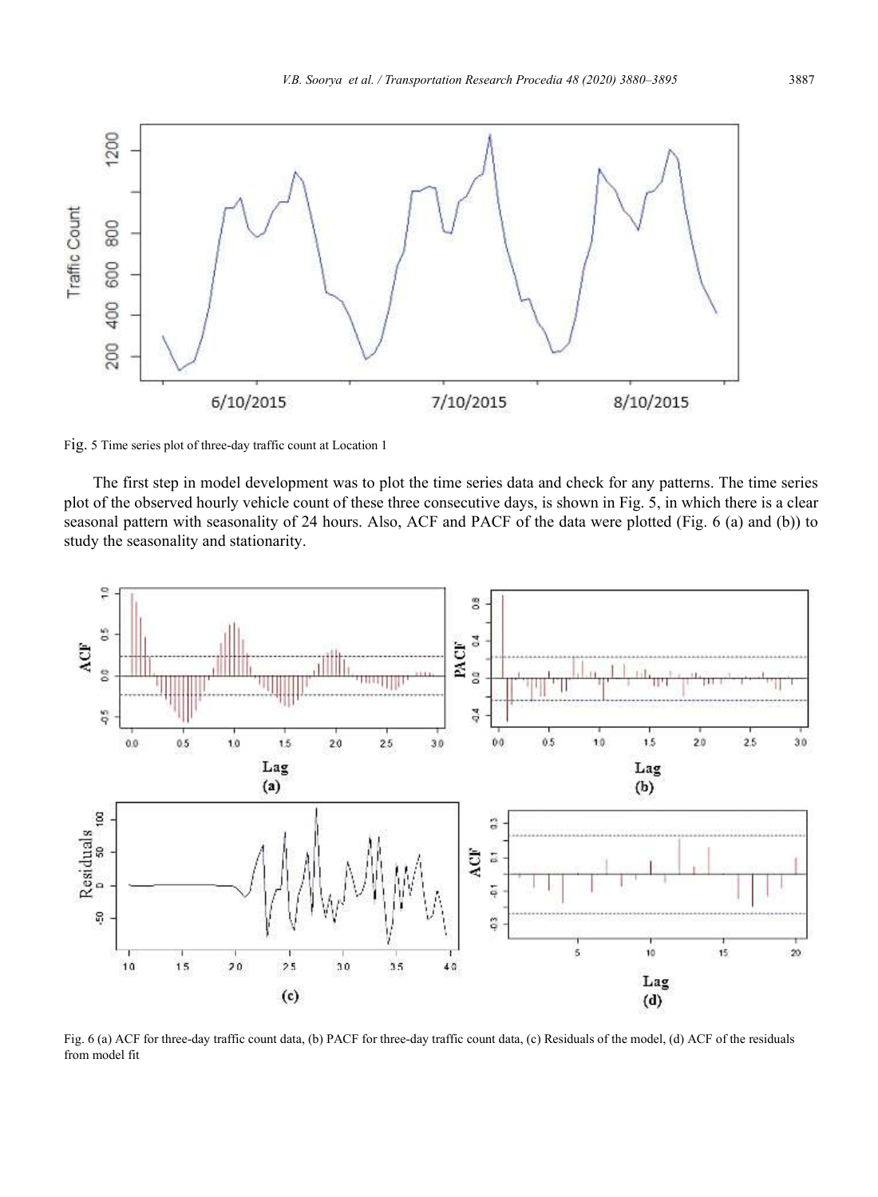Fig. 5 Time series plot of three-day traffic count at Location 1

The first step in model development was to plot the time series data and check for any patterns. The time series plot of the observed hourly vehicle count of these three consecutive days, is shown in Fig. 5, in which there is a clear seasonal pattern with seasonality of 24 hours. Also, ACF and PACF of the data were plotted (Fig. 6 (a) and (b)) to study the seasonality and stationarity.

Fig. 6 (a) ACF for three-day traffic count data, (b) PACF for three-day traffic count data, (c) Residuals of the model, (d) ACF of the residuals from model fit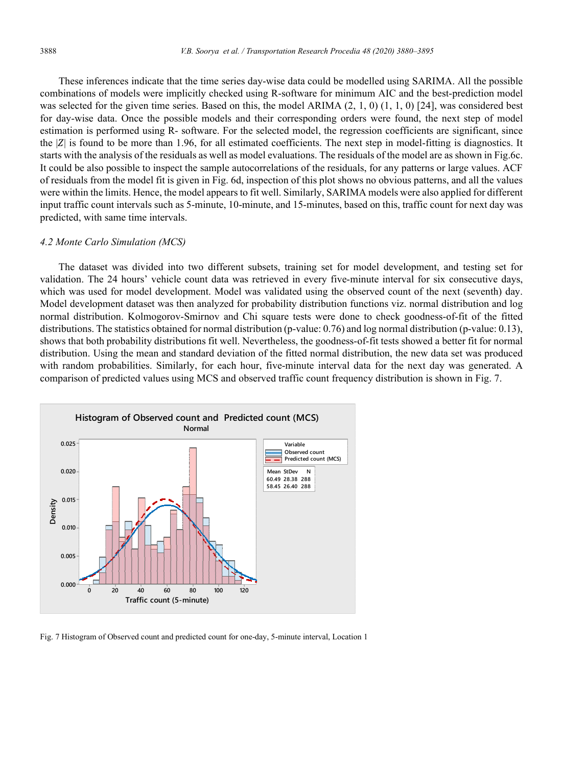These inferences indicate that the time series day-wise data could be modelled using SARIMA. All the possible combinations of models were implicitly checked using R-software for minimum AIC and the best-prediction model was selected for the given time series. Based on this, the model ARIMA (2, 1, 0) (1, 1, 0) [24], was considered best for day-wise data. Once the possible models and their corresponding orders were found, the next step of model estimation is performed using R- software. For the selected model, the regression coefficients are significant, since the $|Z|$ is found to be more than 1.96, for all estimated coefficients. The next step in model-fitting is diagnostics. It starts with the analysis of the residuals as well as model evaluations. The residuals of the model are as shown in Fig.6c. It could be also possible to inspect the sample autocorrelations of the residuals, for any patterns or large values. ACF of residuals from the model fit is given in Fig. 6d, inspection of this plot shows no obvious patterns, and all the values were within the limits. Hence, the model appears to fit well. Similarly, SARIMA models were also applied for different input traffic count intervals such as 5-minute, 10-minute, and 15-minutes, based on this, traffic count for next day was predicted, with same time intervals.

### *4.2 Monte Carlo Simulation (MCS)*

The dataset was divided into two different subsets, training set for model development, and testing set for validation. The 24 hours' vehicle count data was retrieved in every five-minute interval for six consecutive days, which was used for model development. Model was validated using the observed count of the next (seventh) day. Model development dataset was then analyzed for probability distribution functions viz. normal distribution and log normal distribution. Kolmogorov-Smirnov and Chi square tests were done to check goodness-of-fit of the fitted distributions. The statistics obtained for normal distribution (p-value: 0.76) and log normal distribution (p-value: 0.13), shows that both probability distributions fit well. Nevertheless, the goodness-of-fit tests showed a better fit for normal distribution. Using the mean and standard deviation of the fitted normal distribution, the new data set was produced with random probabilities. Similarly, for each hour, five-minute interval data for the next day was generated. A comparison of predicted values using MCS and observed traffic count frequency distribution is shown in Fig. 7.

Fig. 7 Histogram of Observed count and predicted count for one-day, 5-minute interval, Location 1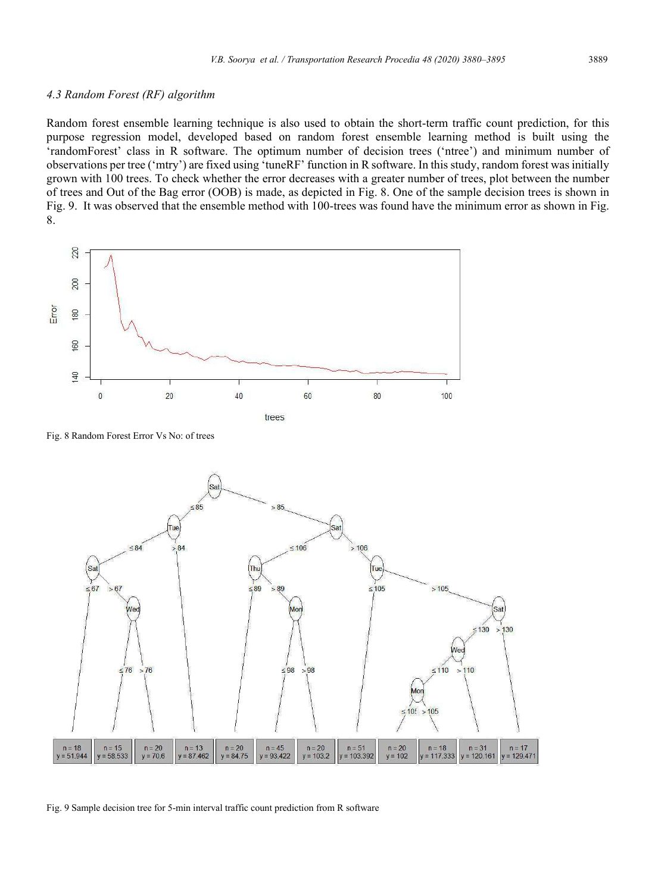### 4.3 Random Forest (RF) algorithm

Random forest ensemble learning technique is also used to obtain the short-term traffic count prediction, for this purpose regression model, developed based on random forest ensemble learning method is built using the 'randomForest' class in R software. The optimum number of decision trees ('ntree') and minimum number of observations per tree ('mtry') are fixed using 'tuneRF' function in R software. In this study, random forest was initially grown with 100 trees. To check whether the error decreases with a greater number of trees, plot between the number of trees and Out of the Bag error (OOB) is made, as depicted in Fig. 8. One of the sample decision trees is shown in Fig. 9. It was observed that the ensemble method with 100-trees was found have the minimum error as shown in Fig. 8.

Fig. 8 Random Forest Error Vs No: of trees

Fig. 9 Sample decision tree for 5-min interval traffic count prediction from R software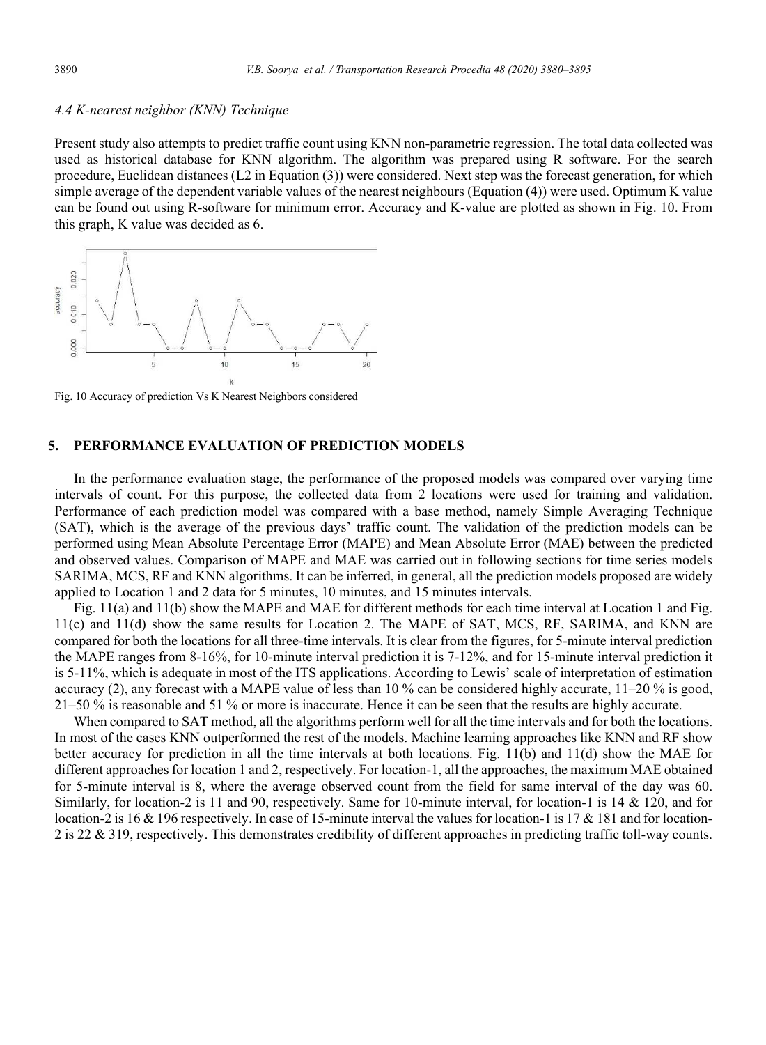### *4.4 K-nearest neighbor (KNN) Technique*

Present study also attempts to predict traffic count using KNN non-parametric regression. The total data collected was used as historical database for KNN algorithm. The algorithm was prepared using R software. For the search procedure, Euclidean distances (L2 in Equation (3)) were considered. Next step was the forecast generation, for which simple average of the dependent variable values of the nearest neighbours (Equation (4)) were used. Optimum K value can be found out using R-software for minimum error. Accuracy and K-value are plotted as shown in Fig. 10. From this graph, K value was decided as 6.

Fig. 10 Accuracy of prediction Vs K Nearest Neighbors considered

## 5. PERFORMANCE EVALUATION OF PREDICTION MODELS

In the performance evaluation stage, the performance of the proposed models was compared over varying time intervals of count. For this purpose, the collected data from 2 locations were used for training and validation. Performance of each prediction model was compared with a base method, namely Simple Averaging Technique (SAT), which is the average of the previous days' traffic count. The validation of the prediction models can be performed using Mean Absolute Percentage Error (MAPE) and Mean Absolute Error (MAE) between the predicted and observed values. Comparison of MAPE and MAE was carried out in following sections for time series models SARIMA, MCS, RF and KNN algorithms. It can be inferred, in general, all the prediction models proposed are widely applied to Location 1 and 2 data for 5 minutes, 10 minutes, and 15 minutes intervals.

Fig. 11(a) and 11(b) show the MAPE and MAE for different methods for each time interval at Location 1 and Fig. 11(c) and 11(d) show the same results for Location 2. The MAPE of SAT, MCS, RF, SARIMA, and KNN are compared for both the locations for all three-time intervals. It is clear from the figures, for 5-minute interval prediction the MAPE ranges from 8-16%, for 10-minute interval prediction it is 7-12%, and for 15-minute interval prediction it is 5-11%, which is adequate in most of the ITS applications. According to Lewis' scale of interpretation of estimation accuracy (2), any forecast with a MAPE value of less than 10 % can be considered highly accurate, 11–20 % is good, 21–50 % is reasonable and 51 % or more is inaccurate. Hence it can be seen that the results are highly accurate.

When compared to SAT method, all the algorithms perform well for all the time intervals and for both the locations. In most of the cases KNN outperformed the rest of the models. Machine learning approaches like KNN and RF show better accuracy for prediction in all the time intervals at both locations. Fig. 11(b) and 11(d) show the MAE for different approaches for location 1 and 2, respectively. For location-1, all the approaches, the maximum MAE obtained for 5-minute interval is 8, where the average observed count from the field for same interval of the day was 60. Similarly, for location-2 is 11 and 90, respectively. Same for 10-minute interval, for location-1 is 14 & 120, and for location-2 is 16 & 196 respectively. In case of 15-minute interval the values for location-1 is 17 & 181 and for location-2 is 22 & 319, respectively. This demonstrates credibility of different approaches in predicting traffic toll-way counts.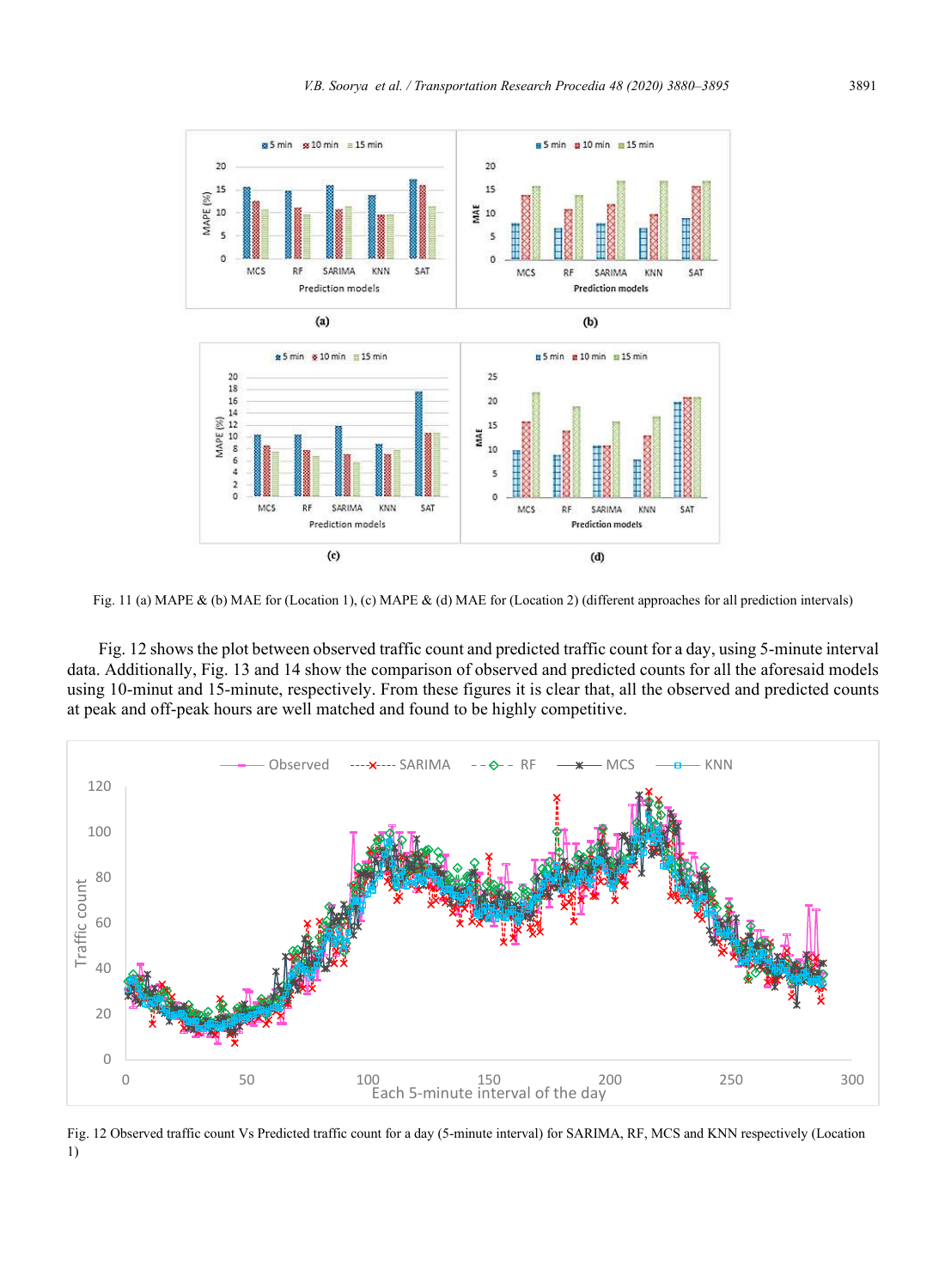Fig. 11 (a) MAPE & (b) MAE for (Location 1), (c) MAPE & (d) MAE for (Location 2) (different approaches for all prediction intervals)

Fig. 12 shows the plot between observed traffic count and predicted traffic count for a day, using 5-minute interval data. Additionally, Fig. 13 and 14 show the comparison of observed and predicted counts for all the aforesaid models using 10-minut and 15-minute, respectively. From these figures it is clear that, all the observed and predicted counts at peak and off-peak hours are well matched and found to be highly competitive.

Fig. 12 Observed traffic count Vs Predicted traffic count for a day (5-minute interval) for SARIMA, RF, MCS and KNN respectively (Location 1)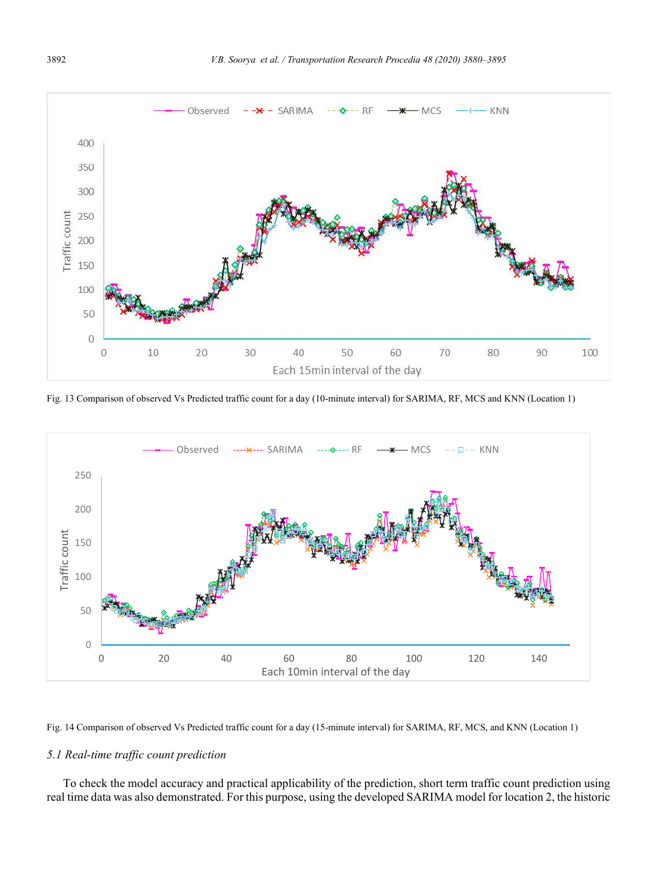Fig. 13 Comparison of observed Vs Predicted traffic count for a day (10-minute interval) for SARIMA, RF, MCS and KNN (Location 1)

Fig. 14 Comparison of observed Vs Predicted traffic count for a day (15-minute interval) for SARIMA, RF, MCS, and KNN (Location 1)

### *5.1 Real-time traffic count prediction*

To check the model accuracy and practical applicability of the prediction, short term traffic count prediction using real time data was also demonstrated. For this purpose, using the developed SARIMA model for location 2, the historic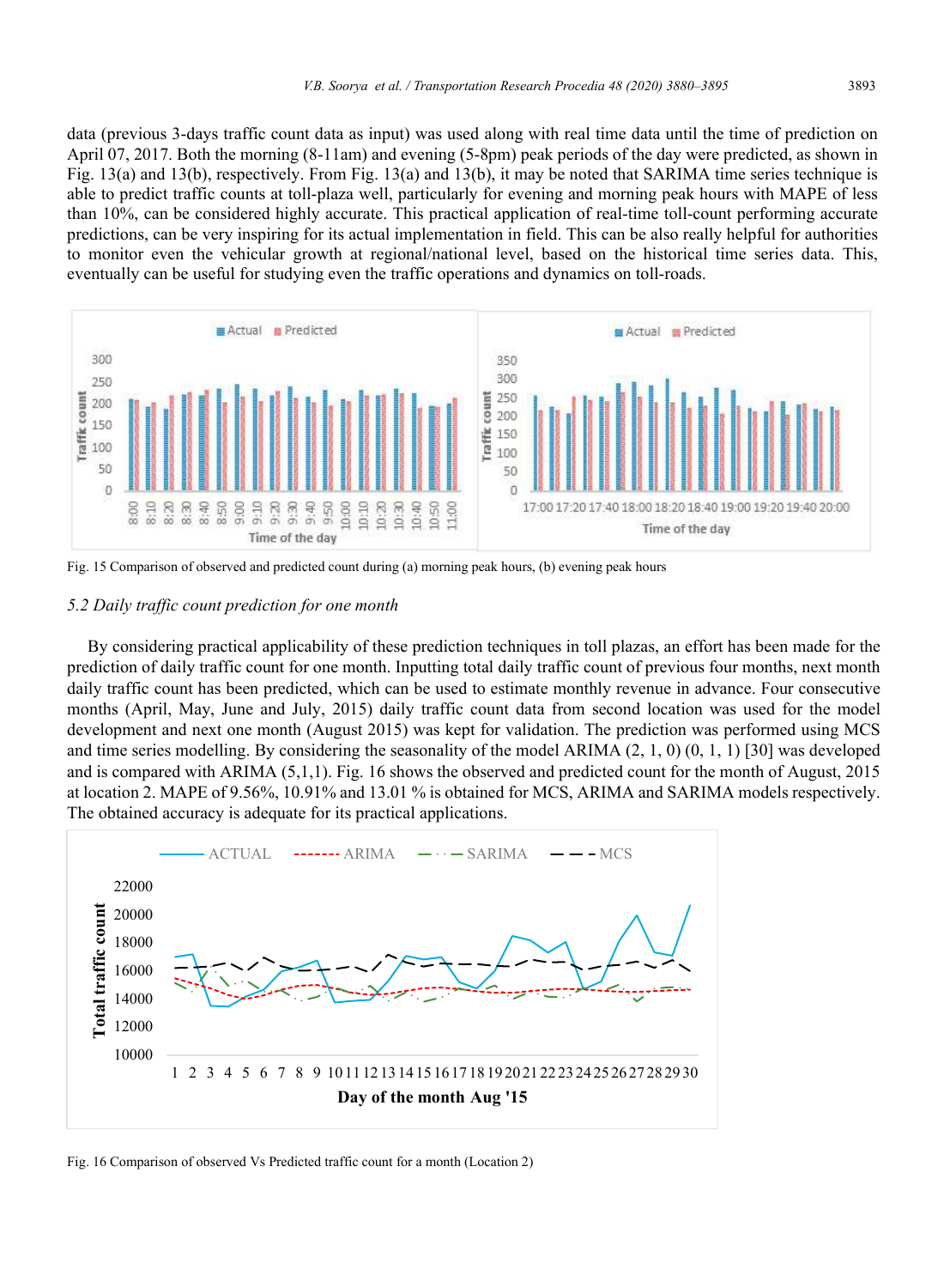data (previous 3-days traffic count data as input) was used along with real time data until the time of prediction on April 07, 2017. Both the morning (8-11am) and evening (5-8pm) peak periods of the day were predicted, as shown in Fig. 13(a) and 13(b), respectively. From Fig. 13(a) and 13(b), it may be noted that SARIMA time series technique is able to predict traffic counts at toll-plaza well, particularly for evening and morning peak hours with MAPE of less than 10%, can be considered highly accurate. This practical application of real-time toll-count performing accurate predictions, can be very inspiring for its actual implementation in field. This can be also really helpful for authorities to monitor even the vehicular growth at regional/national level, based on the historical time series data. This, eventually can be useful for studying even the traffic operations and dynamics on toll-roads.

Fig. 15 Comparison of observed and predicted count during (a) morning peak hours, (b) evening peak hours

### *5.2 Daily traffic count prediction for one month*

By considering practical applicability of these prediction techniques in toll plazas, an effort has been made for the prediction of daily traffic count for one month. Inputting total daily traffic count of previous four months, next month daily traffic count has been predicted, which can be used to estimate monthly revenue in advance. Four consecutive months (April, May, June and July, 2015) daily traffic count data from second location was used for the model development and next one month (August 2015) was kept for validation. The prediction was performed using MCS and time series modelling. By considering the seasonality of the model ARIMA (2, 1, 0) (0, 1, 1) [30] was developed and is compared with ARIMA (5,1,1). Fig. 16 shows the observed and predicted count for the month of August, 2015 at location 2. MAPE of 9.56%, 10.91% and 13.01 % is obtained for MCS, ARIMA and SARIMA models respectively. The obtained accuracy is adequate for its practical applications.

Fig. 16 Comparison of observed Vs Predicted traffic count for a month (Location 2)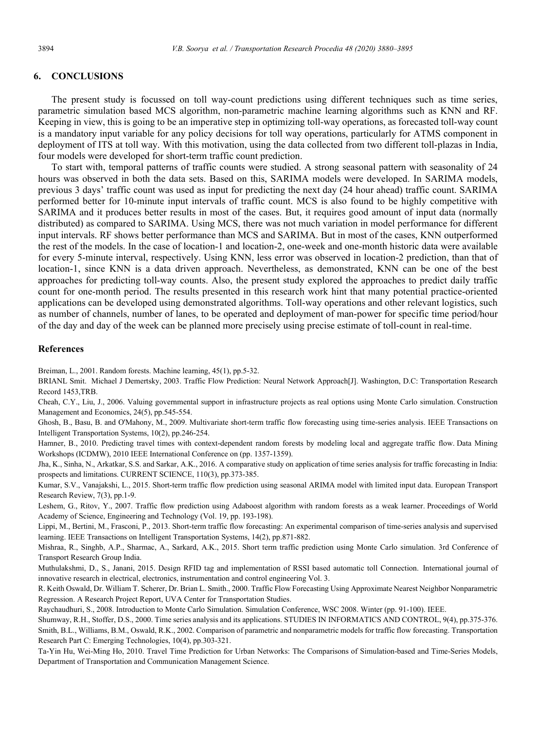## 6. CONCLUSIONS

The present study is focussed on toll way-count predictions using different techniques such as time series, parametric simulation based MCS algorithm, non-parametric machine learning algorithms such as KNN and RF. Keeping in view, this is going to be an imperative step in optimizing toll-way operations, as forecasted toll-way count is a mandatory input variable for any policy decisions for toll way operations, particularly for ATMS component in deployment of ITS at toll way. With this motivation, using the data collected from two different toll-plazas in India, four models were developed for short-term traffic count prediction.

To start with, temporal patterns of traffic counts were studied. A strong seasonal pattern with seasonality of 24 hours was observed in both the data sets. Based on this, SARIMA models were developed. In SARIMA models, previous 3 days' traffic count was used as input for predicting the next day (24 hour ahead) traffic count. SARIMA performed better for 10-minute input intervals of traffic count. MCS is also found to be highly competitive with SARIMA and it produces better results in most of the cases. But, it requires good amount of input data (normally distributed) as compared to SARIMA. Using MCS, there was not much variation in model performance for different input intervals. RF shows better performance than MCS and SARIMA. But in most of the cases, KNN outperformed the rest of the models. In the case of location-1 and location-2, one-week and one-month historic data were available for every 5-minute interval, respectively. Using KNN, less error was observed in location-2 prediction, than that of location-1, since KNN is a data driven approach. Nevertheless, as demonstrated, KNN can be one of the best approaches for predicting toll-way counts. Also, the present study explored the approaches to predict daily traffic count for one-month period. The results presented in this research work hint that many potential practice-oriented applications can be developed using demonstrated algorithms. Toll-way operations and other relevant logistics, such as number of channels, number of lanes, to be operated and deployment of man-power for specific time period/hour of the day and day of the week can be planned more precisely using precise estimate of toll-count in real-time.

## References

Breiman, L., 2001. Random forests. Machine learning, 45(1), pp.5-32.

BRIANL Smit. Michael J Demertsky, 2003. Traffic Flow Prediction: Neural Network Approach[J]. Washington, D.C: Transportation Research Record 1453,TRB.

Cheah, C.Y., Liu, J., 2006. Valuing governmental support in infrastructure projects as real options using Monte Carlo simulation. Construction Management and Economics, 24(5), pp.545-554.

Ghosh, B., Basu, B. and O'Mahony, M., 2009. Multivariate short-term traffic flow forecasting using time-series analysis. IEEE Transactions on Intelligent Transportation Systems, 10(2), pp.246-254.

Hamner, B., 2010. Predicting travel times with context-dependent random forests by modeling local and aggregate traffic flow. Data Mining Workshops (ICDMW), 2010 IEEE International Conference on (pp. 1357-1359).

Jha, K., Sinha, N., Arkatkar, S.S. and Sarkar, A.K., 2016. A comparative study on application of time series analysis for traffic forecasting in India: prospects and limitations. CURRENT SCIENCE, 110(3), pp.373-385.

Kumar, S.V., Vanajakshi, L., 2015. Short-term traffic flow prediction using seasonal ARIMA model with limited input data. European Transport Research Review, 7(3), pp.1-9.

Leshem, G., Ritov, Y., 2007. Traffic flow prediction using Adaboost algorithm with random forests as a weak learner. Proceedings of World Academy of Science, Engineering and Technology (Vol. 19, pp. 193-198).

Lippi, M., Bertini, M., Frasconi, P., 2013. Short-term traffic flow forecasting: An experimental comparison of time-series analysis and supervised learning. IEEE Transactions on Intelligent Transportation Systems, 14(2), pp.871-882.

Mishraa, R., Singhb, A.P., Sharmac, A., Sarkard, A.K., 2015. Short term traffic prediction using Monte Carlo simulation. 3rd Conference of Transport Research Group India.

Muthulakshmi, D., S., Janani, 2015. Design RFID tag and implementation of RSSI based automatic toll Connection. International journal of innovative research in electrical, electronics, instrumentation and control engineering Vol. 3.

R. Keith Oswald, Dr. William T. Scherer, Dr. Brian L. Smith., 2000. Traffic Flow Forecasting Using Approximate Nearest Neighbor Nonparametric Regression. A Research Project Report, UVA Center for Transportation Studies.

Raychaudhuri, S., 2008. Introduction to Monte Carlo Simulation. Simulation Conference, WSC 2008. Winter (pp. 91-100). IEEE.

Shumway, R.H., Stoffer, D.S., 2000. Time series analysis and its applications. STUDIES IN INFORMATICS AND CONTROL, 9(4), pp.375-376.

Smith, B.L., Williams, B.M., Oswald, R.K., 2002. Comparison of parametric and nonparametric models for traffic flow forecasting. Transportation Research Part C: Emerging Technologies, 10(4), pp.303-321.

Ta-Yin Hu, Wei-Ming Ho, 2010. Travel Time Prediction for Urban Networks: The Comparisons of Simulation-based and Time-Series Models, Department of Transportation and Communication Management Science.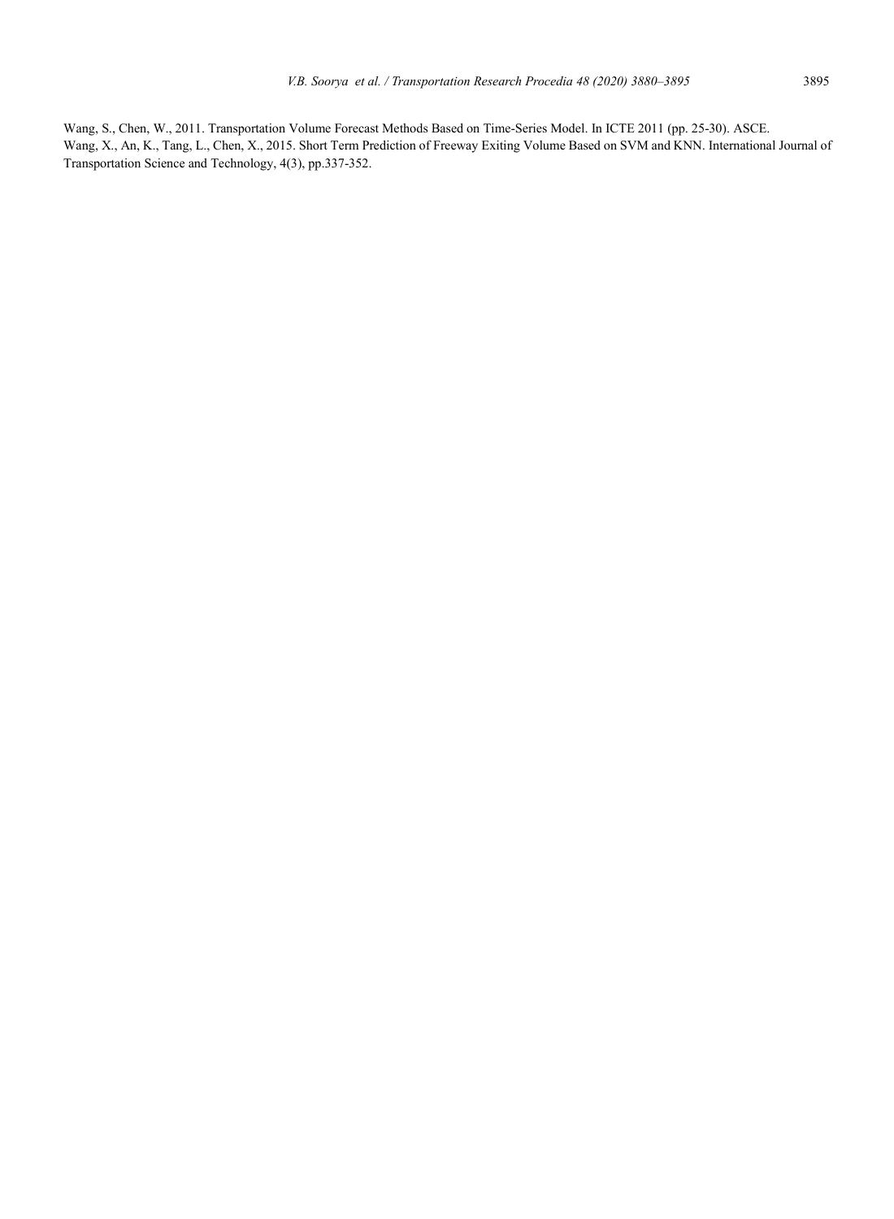Wang, S., Chen, W., 2011. Transportation Volume Forecast Methods Based on Time-Series Model. In ICTE 2011 (pp. 25-30). ASCE.

Wang, X., An, K., Tang, L., Chen, X., 2015. Short Term Prediction of Freeway Exiting Volume Based on SVM and KNN. International Journal of Transportation Science and Technology, 4(3), pp.337-352.